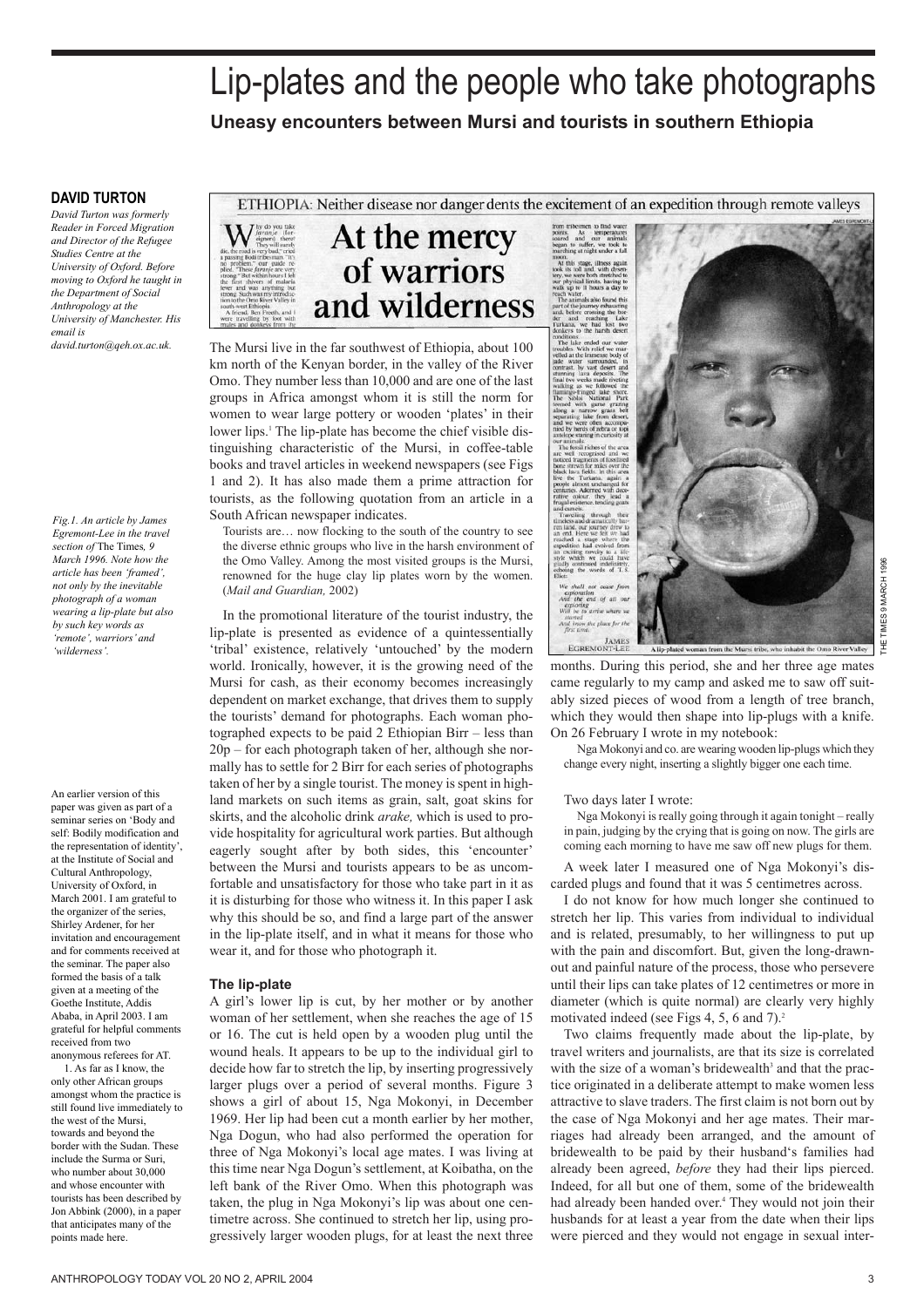# Lip-plates and the people who take photographs

**Uneasy encounters between Mursi and tourists in southern Ethiopia**

### DAVID TURTON

*David Turton was formerly Reader in Forced Migration and Director of the Refugee Studies Centre at the University of Oxford. Before moving to Oxford he taught in the Department of Social Anthropology at the University of Manchester. His email is david.turton@qeh.ox.ac.uk.*

*Fig.1. An article by James Egremont-Lee in the travel section of The Times, 9 March 1996. Note how the article has been 'framed', not only by the inevitable photograph of a woman wearing a lip-plate but also by such key words as 'remote', 'warriors' and 'wilderness'.*

The Mursi live in the far southwest of Ethiopia, about 100 km north of the Kenyan border, in the valley of the River Omo. They number less than 10,000 and are one of the last groups in Africa amongst whom it is still the norm for women to wear large pottery or wooden 'plates' in their lower lips.[1] The lip-plate has become the chief visible distinguishing characteristic of the Mursi, in coffee-table books and travel articles in weekend newspapers (see Figs 1 and 2). It has also made them a prime attraction for tourists, as the following quotation from an article in a South African newspaper indicates.

> Tourists are… now flocking to the south of the country to see the diverse ethnic groups who live in the harsh environment of the Omo Valley. Among the most visited groups is the Mursi, renowned for the huge clay lip plates worn by the women. (*Mail and Guardian,* 2002)

In the promotional literature of the tourist industry, the lip-plate is presented as evidence of a quintessentially 'tribal' existence, relatively 'untouched' by the modern world. Ironically, however, it is the growing need of the Mursi for cash, as their economy becomes increasingly dependent on market exchange, that drives them to supply the tourists' demand for photographs. Each woman photographed expects to be paid 2 Ethiopian Birr – less than 20p – for each photograph taken of her, although she normally has to settle for 2 Birr for each series of photographs taken of her by a single tourist. The money is spent in highland markets on such items as grain, salt, goat skins for skirts, and the alcoholic drink *arake,* which is used to provide hospitality for agricultural work parties. But although eagerly sought after by both sides, this 'encounter' between the Mursi and tourists appears to be as uncomfortable and unsatisfactory for those who take part in it as it is disturbing for those who witness it. In this paper I ask why this should be so, and find a large part of the answer in the lip-plate itself, and in what it means for those who wear it, and for those who photograph it.

## The lip-plate

A girl's lower lip is cut, by her mother or by another woman of her settlement, when she reaches the age of 15 or 16. The cut is held open by a wooden plug until the wound heals. It appears to be up to the individual girl to decide how far to stretch the lip, by inserting progressively larger plugs over a period of several months. Figure 3 shows a girl of about 15, Nga Mokonyi, in December 1969. Her lip had been cut a month earlier by her mother, Nga Dogun, who had also performed the operation for three of Nga Mokonyi's local age mates. I was living at this time near Nga Dogun's settlement, at Koibatha, on the left bank of the River Omo. When this photograph was taken, the plug in Nga Mokonyi's lip was about one centimetre across. She continued to stretch her lip, using progressively larger wooden plugs, for at least the next three months. During this period, she and her three age mates came regularly to my camp and asked me to saw off suitably sized pieces of wood from a length of tree branch, which they would then shape into lip-plugs with a knife. On 26 February I wrote in my notebook:

> Nga Mokonyi and co. are wearing wooden lip-plugs which they change every night, inserting a slightly bigger one each time.

Two days later I wrote:

> Nga Mokonyi is really going through it again tonight – really in pain, judging by the crying that is going on now. The girls are coming each morning to have me saw off new plugs for them.

A week later I measured one of Nga Mokonyi's discarded plugs and found that it was 5 centimetres across.

I do not know for how much longer she continued to stretch her lip. This varies from individual to individual and is related, presumably, to her willingness to put up with the pain and discomfort. But, given the long-drawn-out and painful nature of the process, those who persevere until their lips can take plates of 12 centimetres or more in diameter (which is quite normal) are clearly very highly motivated indeed (see Figs 4, 5, 6 and 7).[2]

Two claims frequently made about the lip-plate, by travel writers and journalists, are that its size is correlated with the size of a woman's bridewealth[3] and that the practice originated in a deliberate attempt to make women less attractive to slave traders. The first claim is not born out by the case of Nga Mokonyi and her age mates. Their marriages had already been arranged, and the amount of bridewealth to be paid by their husband's families had already been agreed, *before* they had their lips pierced. Indeed, for all but one of them, some of the bridewealth had already been handed over.[4] They would not join their husbands for at least a year from the date when their lips were pierced and they would not engage in sexual inter-

---

An earlier version of this paper was given as part of a seminar series on 'Body and self: Bodily modification and the representation of identity', at the Institute of Social and Cultural Anthropology, University of Oxford, in March 2001. I am grateful to the organizer of the series, Shirley Ardener, for her invitation and encouragement and for comments received at the seminar. The paper also formed the basis of a talk given at a meeting of the Goethe Institute, Addis Ababa, in April 2003. I am grateful for helpful comments received from two anonymous referees for AT.

1. As far as I know, the only other African groups amongst whom the practice is still found live immediately to the west of the Mursi, towards and beyond the border with the Sudan. These include the Surma or Suri, who number about 30,000 and whose encounter with tourists has been described by Jon Abbink (2000), in a paper that anticipates many of the points made here.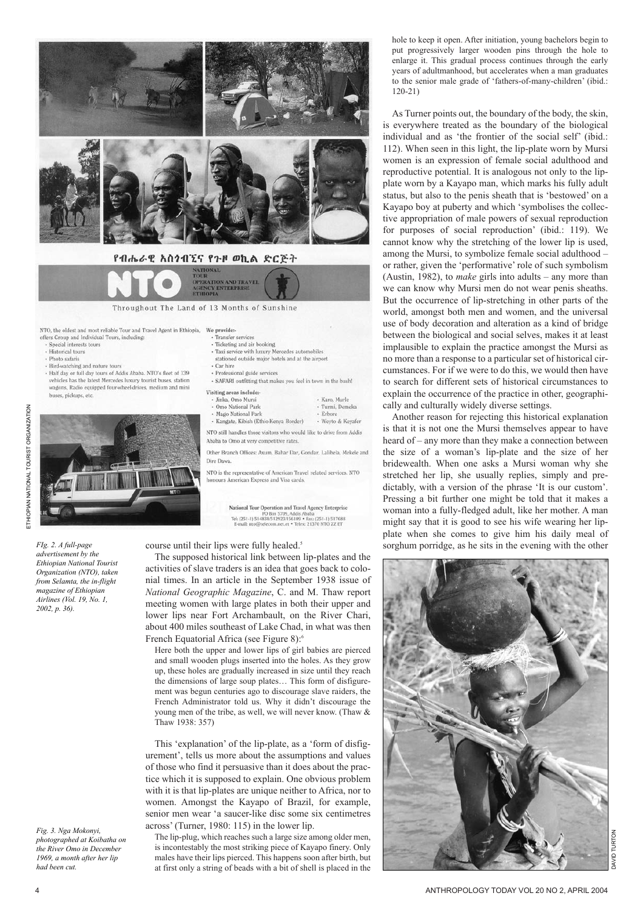*Fig. 2. A full-page advertisement by the Ethiopian National Tourist Organization (NTO), taken from Selamta, the in-flight magazine of Ethiopian Airlines (Vol. 19, No. 1, 2002, p. 36).*

*Fig. 3. Nga Mokonyi, photographed at Koibatha on the River Omo in December 1969, a month after her lip had been cut.*

course until their lips were fully healed.[5]

The supposed historical link between lip-plates and the activities of slave traders is an idea that goes back to colonial times. In an article in the September 1938 issue of *National Geographic Magazine*, C. and M. Thaw report meeting women with large plates in both their upper and lower lips near Fort Archambault, on the River Chari, about 400 miles southeast of Lake Chad, in what was then French Equatorial Africa (see Figure 8):[6]

> Here both the upper and lower lips of girl babies are pierced and small wooden plugs inserted into the holes. As they grow up, these holes are gradually increased in size until they reach the dimensions of large soup plates… This form of disfigurement was begun centuries ago to discourage slave raiders, the French Administrator told us. Why it didn't discourage the young men of the tribe, as well, we will never know. (Thaw & Thaw 1938: 357)

This 'explanation' of the lip-plate, as a 'form of disfigurement', tells us more about the assumptions and values of those who find it persuasive than it does about the practice which it is supposed to explain. One obvious problem with it is that lip-plates are unique neither to Africa, nor to women. Amongst the Kayapo of Brazil, for example, senior men wear 'a saucer-like disc some six centimetres across' (Turner, 1980: 115) in the lower lip.

> The lip-plug, which reaches such a large size among older men, is incontestably the most striking piece of Kayapo finery. Only males have their lips pierced. This happens soon after birth, but at first only a string of beads with a bit of shell is placed in the hole to keep it open. After initiation, young bachelors begin to put progressively larger wooden pins through the hole to enlarge it. This gradual process continues through the early years of adultmanhood, but accelerates when a man graduates to the senior male grade of 'fathers-of-many-children' (ibid.: 120-21)

As Turner points out, the boundary of the body, the skin, is everywhere treated as the boundary of the biological individual and as 'the frontier of the social self' (ibid.: 112). When seen in this light, the lip-plate worn by Mursi women is an expression of female social adulthood and reproductive potential. It is analogous not only to the lip-plate worn by a Kayapo man, which marks his fully adult status, but also to the penis sheath that is 'bestowed' on a Kayapo boy at puberty and which 'symbolises the collective appropriation of male powers of sexual reproduction for purposes of social reproduction' (ibid.: 119). We cannot know why the stretching of the lower lip is used, among the Mursi, to symbolize female social adulthood – or rather, given the 'performative' role of such symbolism (Austin, 1982), to *make* girls into adults – any more than we can know why Mursi men do not wear penis sheaths. But the occurrence of lip-stretching in other parts of the world, amongst both men and women, and the universal use of body decoration and alteration as a kind of bridge between the biological and social selves, makes it at least implausible to explain the practice amongst the Mursi as no more than a response to a particular set of historical circumstances. For if we were to do this, we would then have to search for different sets of historical circumstances to explain the occurrence of the practice in other, geographically and culturally widely diverse settings.

Another reason for rejecting this historical explanation is that it is not one the Mursi themselves appear to have heard of – any more than they make a connection between the size of a woman's lip-plate and the size of her bridewealth. When one asks a Mursi woman why she stretched her lip, she usually replies, simply and predictably, with a version of the phrase 'It is our custom'. Pressing a bit further one might be told that it makes a woman into a fully-fledged adult, like her mother. A man might say that it is good to see his wife wearing her lip-plate when she comes to give him his daily meal of sorghum porridge, as he sits in the evening with the other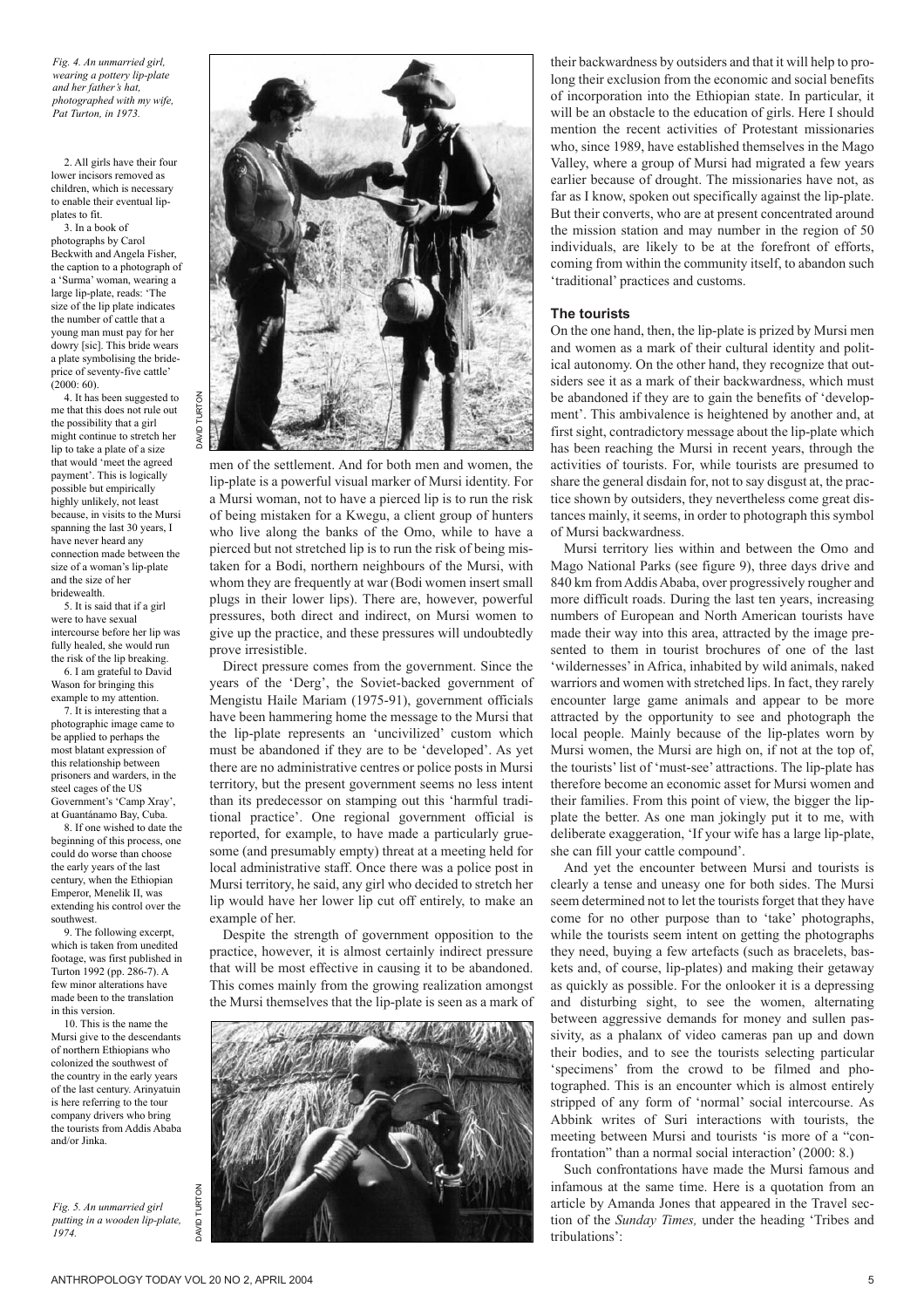*Fig. 4. An unmarried girl, wearing a pottery lip-plate and her father's hat, photographed with my wife, Pat Turton, in 1973.*

*Fig. 5. An unmarried girl putting in a wooden lip-plate, 1974.*

2. All girls have their four lower incisors removed as children, which is necessary to enable their eventual lip-plates to fit.

3. In a book of photographs by Carol Beckwith and Angela Fisher, the caption to a photograph of a 'Surma' woman, wearing a large lip-plate, reads: 'The size of the lip plate indicates the number of cattle that a young man must pay for her dowry [sic]. This bride wears a plate symbolising the bride-price of seventy-five cattle' (2000: 60).

4. It has been suggested to me that this does not rule out the possibility that a girl might continue to stretch her lip to take a plate of a size that would 'meet the agreed payment'. This is logically possible but empirically highly unlikely, not least because, in visits to the Mursi spanning the last 30 years, I have never heard any connection made between the size of a woman's lip-plate and the size of her bridewealth.

5. It is said that if a girl were to have sexual intercourse before her lip was fully healed, she would run the risk of the lip breaking.

6. I am grateful to David Wason for bringing this example to my attention.

7. It is interesting that a photographic image came to be applied to perhaps the most blatant expression of this relationship between prisoners and warders, in the steel cages of the US Government's 'Camp Xray', at Guantánamo Bay, Cuba.

8. If one wished to date the beginning of this process, one could do worse than choose the early years of the last century, when the Ethiopian Emperor, Menelik II, was extending his control over the southwest.

9. The following excerpt, which is taken from unedited footage, was first published in Turton 1992 (pp. 286-7). A few minor alterations have made been to the translation in this version.

10. This is the name the Mursi give to the descendants of northern Ethiopians who colonized the southwest of the country in the early years of the last century. Arinyatuin is here referring to the tour company drivers who bring the tourists from Addis Ababa and/or Jinka.

men of the settlement. And for both men and women, the lip-plate is a powerful visual marker of Mursi identity. For a Mursi woman, not to have a pierced lip is to run the risk of being mistaken for a Kwegu, a client group of hunters who live along the banks of the Omo, while to have a pierced but not stretched lip is to run the risk of being mistaken for a Bodi, northern neighbours of the Mursi, with whom they are frequently at war (Bodi women insert small plugs in their lower lips). There are, however, powerful pressures, both direct and indirect, on Mursi women to give up the practice, and these pressures will undoubtedly prove irresistible.

Direct pressure comes from the government. Since the years of the 'Derg', the Soviet-backed government of Mengistu Haile Mariam (1975-91), government officials have been hammering home the message to the Mursi that the lip-plate represents an 'uncivilized' custom which must be abandoned if they are to be 'developed'. As yet there are no administrative centres or police posts in Mursi territory, but the present government seems no less intent than its predecessor on stamping out this 'harmful traditional practice'. One regional government official is reported, for example, to have made a particularly gruesome (and presumably empty) threat at a meeting held for local administrative staff. Once there was a police post in Mursi territory, he said, any girl who decided to stretch her lip would have her lower lip cut off entirely, to make an example of her.

Despite the strength of government opposition to the practice, however, it is almost certainly indirect pressure that will be most effective in causing it to be abandoned. This comes mainly from the growing realization amongst the Mursi themselves that the lip-plate is seen as a mark of their backwardness by outsiders and that it will help to prolong their exclusion from the economic and social benefits of incorporation into the Ethiopian state. In particular, it will be an obstacle to the education of girls. Here I should mention the recent activities of Protestant missionaries who, since 1989, have established themselves in the Mago Valley, where a group of Mursi had migrated a few years earlier because of drought. The missionaries have not, as far as I know, spoken out specifically against the lip-plate. But their converts, who are at present concentrated around the mission station and may number in the region of 50 individuals, are likely to be at the forefront of efforts, coming from within the community itself, to abandon such 'traditional' practices and customs.

### The tourists

On the one hand, then, the lip-plate is prized by Mursi men and women as a mark of their cultural identity and political autonomy. On the other hand, they recognize that outsiders see it as a mark of their backwardness, which must be abandoned if they are to gain the benefits of 'development'. This ambivalence is heightened by another and, at first sight, contradictory message about the lip-plate which has been reaching the Mursi in recent years, through the activities of tourists. For, while tourists are presumed to share the general disdain for, not to say disgust at, the practice shown by outsiders, they nevertheless come great distances mainly, it seems, in order to photograph this symbol of Mursi backwardness.

Mursi territory lies within and between the Omo and Mago National Parks (see figure 9), three days drive and 840 km from Addis Ababa, over progressively rougher and more difficult roads. During the last ten years, increasing numbers of European and North American tourists have made their way into this area, attracted by the image presented to them in tourist brochures of one of the last 'wildernesses' in Africa, inhabited by wild animals, naked warriors and women with stretched lips. In fact, they rarely encounter large game animals and appear to be more attracted by the opportunity to see and photograph the local people. Mainly because of the lip-plates worn by Mursi women, the Mursi are high on, if not at the top of, the tourists' list of 'must-see' attractions. The lip-plate has therefore become an economic asset for Mursi women and their families. From this point of view, the bigger the lip-plate the better. As one man jokingly put it to me, with deliberate exaggeration, 'If your wife has a large lip-plate, she can fill your cattle compound'.

And yet the encounter between Mursi and tourists is clearly a tense and uneasy one for both sides. The Mursi seem determined not to let the tourists forget that they have come for no other purpose than to 'take' photographs, while the tourists seem intent on getting the photographs they need, buying a few artefacts (such as bracelets, baskets and, of course, lip-plates) and making their getaway as quickly as possible. For the onlooker it is a depressing and disturbing sight, to see the women, alternating between aggressive demands for money and sullen passivity, as a phalanx of video cameras pan up and down their bodies, and to see the tourists selecting particular 'specimens' from the crowd to be filmed and photographed. This is an encounter which is almost entirely stripped of any form of 'normal' social intercourse. As Abbink writes of Suri interactions with tourists, the meeting between Mursi and tourists 'is more of a "confrontation" than a normal social interaction' (2000: 8.)

Such confrontations have made the Mursi famous and infamous at the same time. Here is a quotation from an article by Amanda Jones that appeared in the Travel section of the *Sunday Times,* under the heading 'Tribes and tribulations':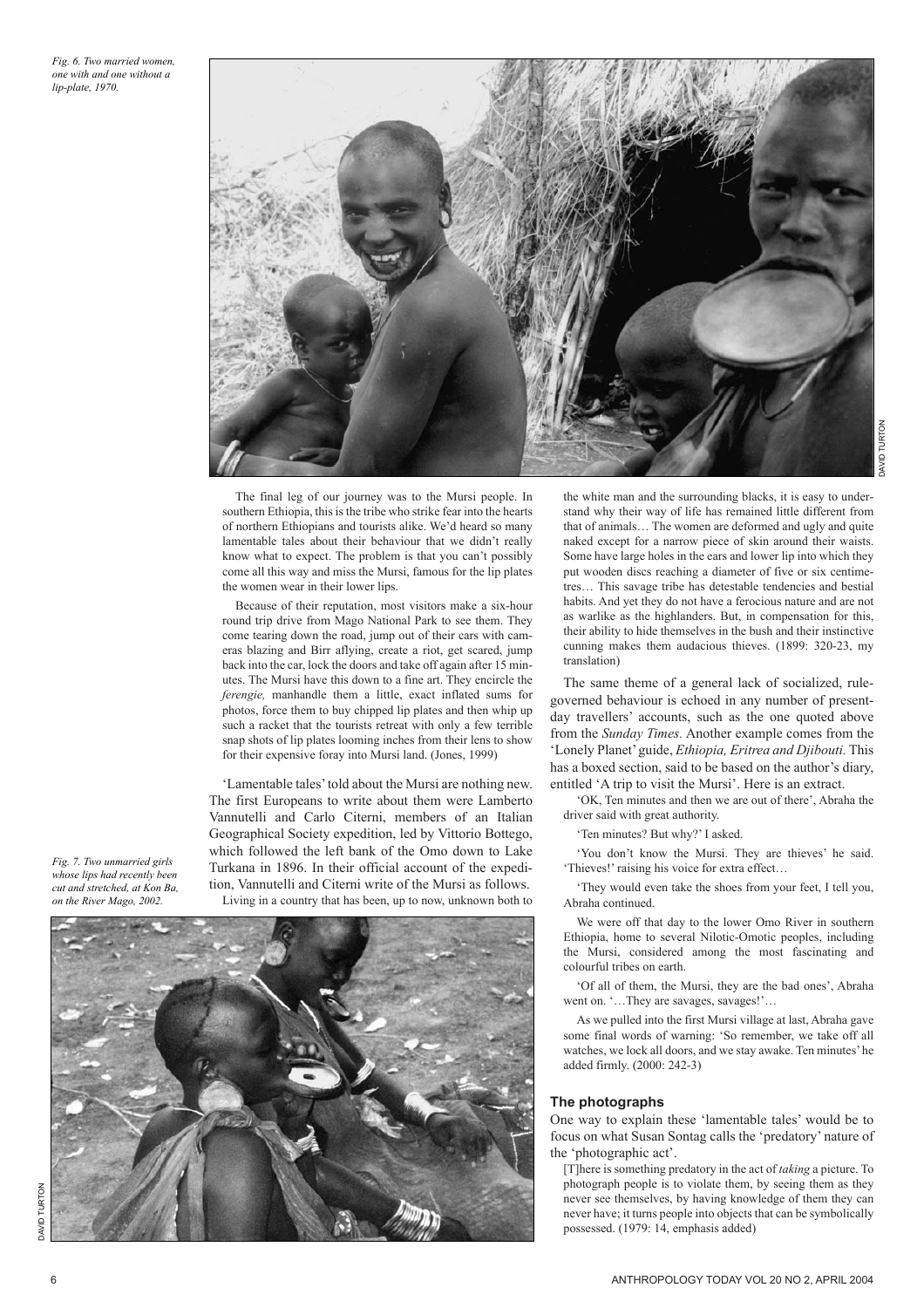*Fig. 6. Two married women, one with and one without a lip-plate, 1970.*

DAVID TURTON

The final leg of our journey was to the Mursi people. In southern Ethiopia, this is the tribe who strike fear into the hearts of northern Ethiopians and tourists alike. We'd heard so many lamentable tales about their behaviour that we didn't really know what to expect. The problem is that you can't possibly come all this way and miss the Mursi, famous for the lip plates the women wear in their lower lips.

Because of their reputation, most visitors make a six-hour round trip drive from Mago National Park to see them. They come tearing down the road, jump out of their cars with cameras blazing and Birr aflying, create a riot, get scared, jump back into the car, lock the doors and take off again after 15 minutes. The Mursi have this down to a fine art. They encircle the *ferengie,* manhandle them a little, exact inflated sums for photos, force them to buy chipped lip plates and then whip up such a racket that the tourists retreat with only a few terrible snap shots of lip plates looming inches from their lens to show for their expensive foray into Mursi land. (Jones, 1999)

'Lamentable tales' told about the Mursi are nothing new. The first Europeans to write about them were Lamberto Vannutelli and Carlo Citerni, members of an Italian Geographical Society expedition, led by Vittorio Bottego, which followed the left bank of the Omo down to Lake Turkana in 1896. In their official account of the expedition, Vannutelli and Citerni write of the Mursi as follows.

Living in a country that has been, up to now, unknown both to the white man and the surrounding blacks, it is easy to understand why their way of life has remained little different from that of animals… The women are deformed and ugly and quite naked except for a narrow piece of skin around their waists. Some have large holes in the ears and lower lip into which they put wooden discs reaching a diameter of five or six centimetres… This savage tribe has detestable tendencies and bestial habits. And yet they do not have a ferocious nature and are not as warlike as the highlanders. But, in compensation for this, their ability to hide themselves in the bush and their instinctive cunning makes them audacious thieves. (1899: 320-23, my translation)

*Fig. 7. Two unmarried girls whose lips had recently been cut and stretched, at Kon Ba, on the River Mago, 2002.*

DAVID TURTON

The same theme of a general lack of socialized, rule-governed behaviour is echoed in any number of present-day travellers' accounts, such as the one quoted above from the *Sunday Times.* Another example comes from the 'Lonely Planet' guide, *Ethiopia, Eritrea and Djibouti.* This has a boxed section, said to be based on the author's diary, entitled 'A trip to visit the Mursi'. Here is an extract.

'OK, Ten minutes and then we are out of there', Abraha the driver said with great authority.

'Ten minutes? But why?' I asked.

'You don't know the Mursi. They are thieves' he said. 'Thieves!' raising his voice for extra effect…

'They would even take the shoes from your feet, I tell you, Abraha continued.

We were off that day to the lower Omo River in southern Ethiopia, home to several Nilotic-Omotic peoples, including the Mursi, considered among the most fascinating and colourful tribes on earth.

'Of all of them, the Mursi, they are the bad ones', Abraha went on. '…They are savages, savages!'…

As we pulled into the first Mursi village at last, Abraha gave some final words of warning: 'So remember, we take off all watches, we lock all doors, and we stay awake. Ten minutes' he added firmly. (2000: 242-3)

### The photographs

One way to explain these 'lamentable tales' would be to focus on what Susan Sontag calls the 'predatory' nature of the 'photographic act'.

[T]here is something predatory in the act of *taking* a picture. To photograph people is to violate them, by seeing them as they never see themselves, by having knowledge of them they can never have; it turns people into objects that can be symbolically possessed. (1979: 14, emphasis added)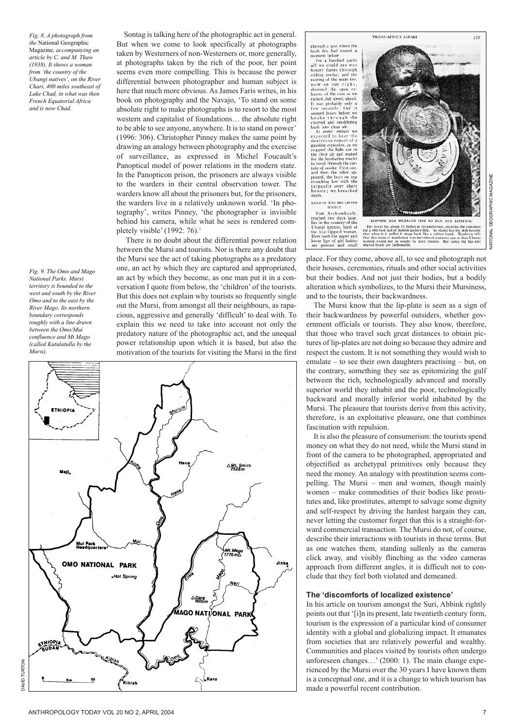*Fig. 8. A photograph from the* National Geographic Magazine*, accompanying an article by C. and M. Thaw (1938). It shows a woman from 'the country of the Ubangi natives', on the River Chari, 400 miles southeast of Lake Chad, in what was then French Equatorial Africa and is now Chad.*

Sontag is talking here of the photographic act in general. But when we come to look specifically at photographs taken by Westerners of non-Westerners or, more generally, at photographs taken by the rich of the poor, her point seems even more compelling. This is because the power differential between photographer and human subject is here that much more obvious. As James Faris writes, in his book on photography and the Navajo, 'To stand on some absolute right to make photographs is to resort to the most western and capitalist of foundations… the absolute right to be able to see anyone, anywhere. It is to stand on power' (1996: 306). Christopher Pinney makes the same point by drawing an analogy between photography and the exercise of surveillance, as expressed in Michel Foucault's Panoptical model of power relations in the modern state. In the Panopticon prison, the prisoners are always visible to the warders in their central observation tower. The warders know all about the prisoners but, for the prisoners, the warders live in a relatively unknown world. 'In photography', writes Pinney, 'the photographer is invisible behind his camera, while what he sees is rendered completely visible' (1992: 76).[7]

There is no doubt about the differential power relation between the Mursi and tourists. Nor is there any doubt that the Mursi see the act of taking photographs as a predatory one, an act by which they are captured and appropriated, an act by which they become, as one man put it in a conversation I quote from below, the 'children' of the tourists. But this does not explain why tourists so frequently single out the Mursi, from amongst all their neighbours, as rapacious, aggressive and generally 'difficult' to deal with. To explain this we need to take into account not only the predatory nature of the photographic act, and the unequal power relationship upon which it is based, but also the motivation of the tourists for visiting the Mursi in the first place. For they come, above all, to see and photograph not their houses, ceremonies, rituals and other social activities but their bodies. And not just their bodies, but a bodily alteration which symbolizes, to the Mursi their Mursiness, and to the tourists, their backwardness.

*Fig. 9. The Omo and Mago National Parks. Mursi territory is bounded to the west and south by the River Omo and to the east by the River Mago. Its northern boundary corresponds roughly with a line drawn between the Omo/Mui confluence and Mt Mago (called Kutulatulla by the Mursi).*

The Mursi know that the lip-plate is seen as a sign of their backwardness by powerful outsiders, whether government officials or tourists. They also know, therefore, that those who travel such great distances to obtain pictures of lip-plates are not doing so because they admire and respect the custom. It is not something they would wish to emulate – to see their own daughters practising – but, on the contrary, something they see as epitomizing the gulf between the rich, technologically advanced and morally superior world they inhabit and the poor, technologically backward and morally inferior world inhabited by the Mursi. The pleasure that tourists derive from this activity, therefore, is an exploitative pleasure, one that combines fascination with repulsion.

It is also the pleasure of consumerism: the tourists spend money on what they do not need, while the Mursi stand in front of the camera to be photographed, appropriated and objectified as archetypal primitives only because they need the money. An analogy with prostitution seems compelling. The Mursi – men and women, though mainly women – make commodities of their bodies like prostitutes and, like prostitutes, attempt to salvage some dignity and self-respect by driving the hardest bargain they can, never letting the customer forget that this is a straight-forward commercial transaction. The Mursi do not, of course, describe their interactions with tourists in these terms. But as one watches them, standing sullenly as the cameras click away, and visibly flinching as the video cameras approach from different angles, it is difficult not to conclude that they feel both violated and demeaned.

### The 'discomforts of localized existence'

In his article on tourism amongst the Suri, Abbink rightly points out that '[i]n its present, late twentieth century form, tourism is the expression of a particular kind of consumer identity with a global and globalizing impact. It emanates from societies that are relatively powerful and wealthy. Communities and places visited by tourists often undergo unforeseen changes…' (2000: 1). The main change experienced by the Mursi over the 30 years I have known them is a conceptual one, and it is a change to which tourism has made a powerful recent contribution.